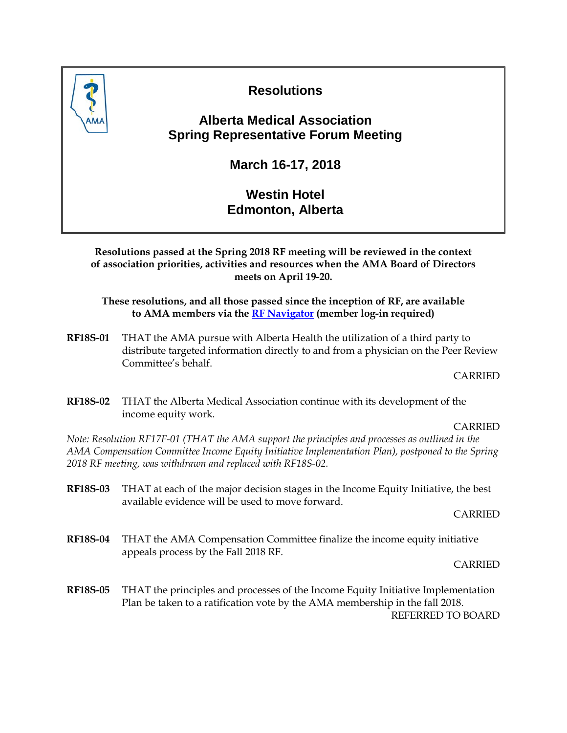# Resolutions

## Alberta Medical Association
## Spring Representative Forum Meeting

## March 16-17, 2018

## Westin Hotel
## Edmonton, Alberta

**Resolutions passed at the Spring 2018 RF meeting will be reviewed in the context of association priorities, activities and resources when the AMA Board of Directors meets on April 19-20.**

**These resolutions, and all those passed since the inception of RF, are available to AMA members via the RF Navigator (member log-in required)**

**RF18S-01** THAT the AMA pursue with Alberta Health the utilization of a third party to distribute targeted information directly to and from a physician on the Peer Review Committee's behalf.

CARRIED

**RF18S-02** THAT the Alberta Medical Association continue with its development of the income equity work.

CARRIED

*Note: Resolution RF17F-01 (THAT the AMA support the principles and processes as outlined in the AMA Compensation Committee Income Equity Initiative Implementation Plan), postponed to the Spring 2018 RF meeting, was withdrawn and replaced with RF18S-02.*

**RF18S-03** THAT at each of the major decision stages in the Income Equity Initiative, the best available evidence will be used to move forward.

CARRIED

**RF18S-04** THAT the AMA Compensation Committee finalize the income equity initiative appeals process by the Fall 2018 RF.

CARRIED

**RF18S-05** THAT the principles and processes of the Income Equity Initiative Implementation Plan be taken to a ratification vote by the AMA membership in the fall 2018.

REFERRED TO BOARD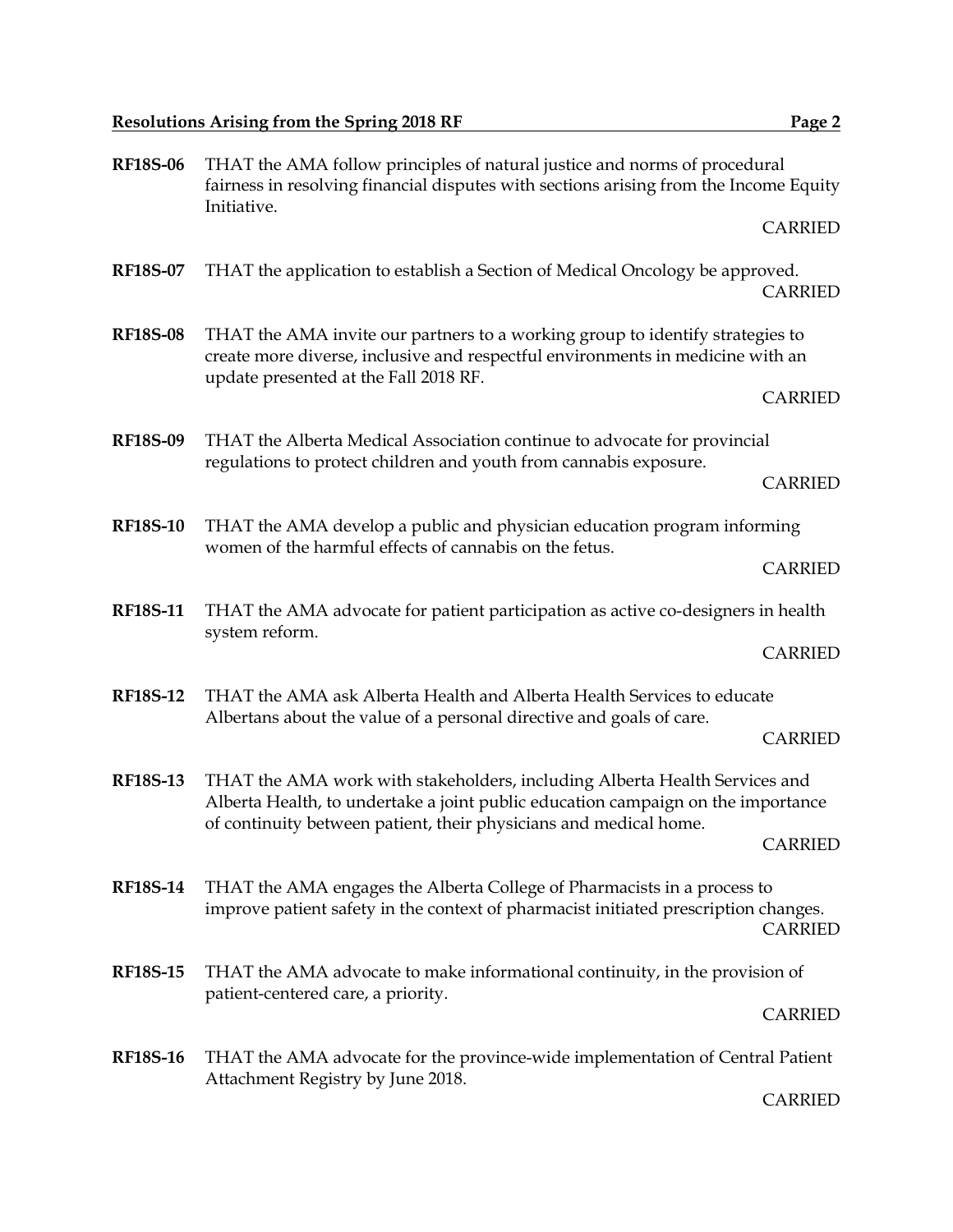**RF18S-06** THAT the AMA follow principles of natural justice and norms of procedural fairness in resolving financial disputes with sections arising from the Income Equity Initiative.

CARRIED

**RF18S-07** THAT the application to establish a Section of Medical Oncology be approved.

CARRIED

**RF18S-08** THAT the AMA invite our partners to a working group to identify strategies to create more diverse, inclusive and respectful environments in medicine with an update presented at the Fall 2018 RF.

CARRIED

**RF18S-09** THAT the Alberta Medical Association continue to advocate for provincial regulations to protect children and youth from cannabis exposure.

CARRIED

**RF18S-10** THAT the AMA develop a public and physician education program informing women of the harmful effects of cannabis on the fetus.

CARRIED

**RF18S-11** THAT the AMA advocate for patient participation as active co-designers in health system reform.

CARRIED

**RF18S-12** THAT the AMA ask Alberta Health and Alberta Health Services to educate Albertans about the value of a personal directive and goals of care.

CARRIED

**RF18S-13** THAT the AMA work with stakeholders, including Alberta Health Services and Alberta Health, to undertake a joint public education campaign on the importance of continuity between patient, their physicians and medical home.

CARRIED

**RF18S-14** THAT the AMA engages the Alberta College of Pharmacists in a process to improve patient safety in the context of pharmacist initiated prescription changes.

CARRIED

**RF18S-15** THAT the AMA advocate to make informational continuity, in the provision of patient-centered care, a priority.

CARRIED

**RF18S-16** THAT the AMA advocate for the province-wide implementation of Central Patient Attachment Registry by June 2018.

CARRIED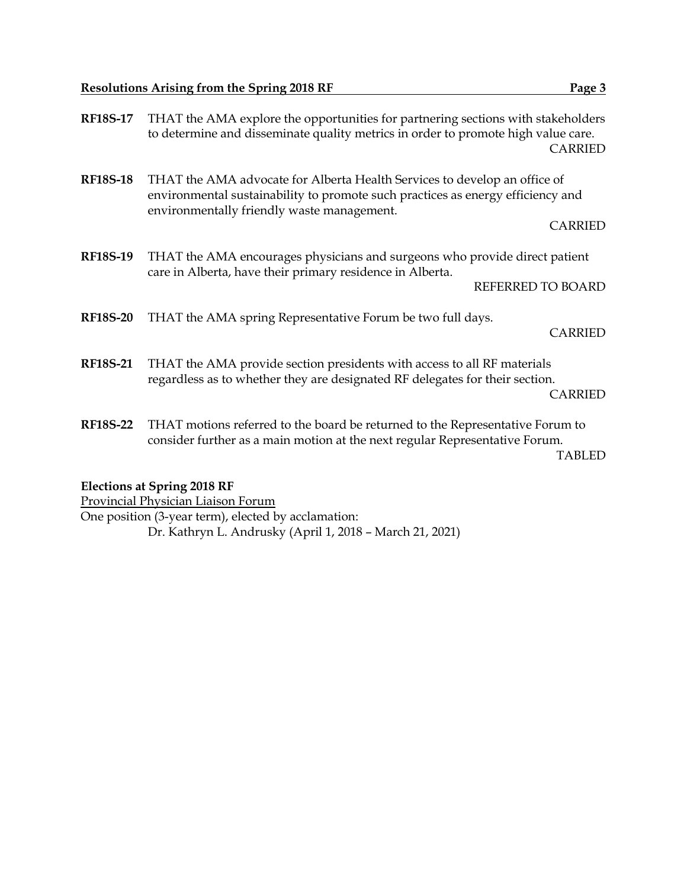**RF18S-17** THAT the AMA explore the opportunities for partnering sections with stakeholders to determine and disseminate quality metrics in order to promote high value care.
CARRIED

**RF18S-18** THAT the AMA advocate for Alberta Health Services to develop an office of environmental sustainability to promote such practices as energy efficiency and environmentally friendly waste management.
CARRIED

**RF18S-19** THAT the AMA encourages physicians and surgeons who provide direct patient care in Alberta, have their primary residence in Alberta.
REFERRED TO BOARD

**RF18S-20** THAT the AMA spring Representative Forum be two full days.
CARRIED

**RF18S-21** THAT the AMA provide section presidents with access to all RF materials regardless as to whether they are designated RF delegates for their section.
CARRIED

**RF18S-22** THAT motions referred to the board be returned to the Representative Forum to consider further as a main motion at the next regular Representative Forum.
TABLED

**Elections at Spring 2018 RF**

Provincial Physician Liaison Forum

One position (3-year term), elected by acclamation:

Dr. Kathryn L. Andrusky (April 1, 2018 – March 21, 2021)